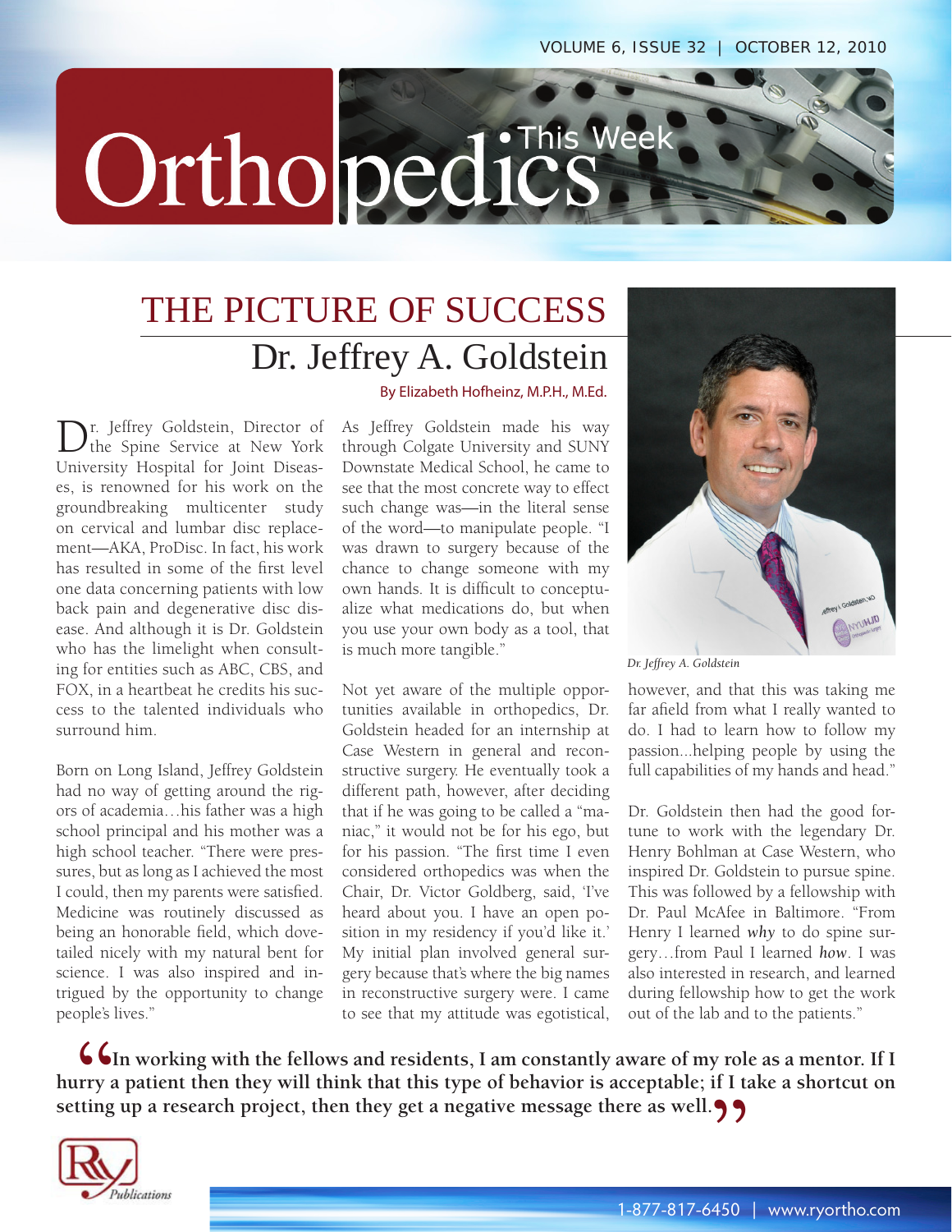# THE PICTURE OF SUCCESS

## Dr. Jeffrey A. Goldstein

By Elizabeth Hofheinz, M.P.H., M.Ed.

Dr. Jeffrey Goldstein, Director of the Spine Service at New York University Hospital for Joint Diseases, is renowned for his work on the groundbreaking multicenter study on cervical and lumbar disc replacement—AKA, ProDisc. In fact, his work has resulted in some of the first level one data concerning patients with low back pain and degenerative disc disease. And although it is Dr. Goldstein who has the limelight when consulting for entities such as ABC, CBS, and FOX, in a heartbeat he credits his success to the talented individuals who surround him.

Born on Long Island, Jeffrey Goldstein had no way of getting around the rigors of academia…his father was a high school principal and his mother was a high school teacher. "There were pressures, but as long as I achieved the most I could, then my parents were satisfied. Medicine was routinely discussed as being an honorable field, which dovetailed nicely with my natural bent for science. I was also inspired and intrigued by the opportunity to change people's lives."

As Jeffrey Goldstein made his way through Colgate University and SUNY Downstate Medical School, he came to see that the most concrete way to effect such change was—in the literal sense of the word—to manipulate people. "I was drawn to surgery because of the chance to change someone with my own hands. It is difficult to conceptualize what medications do, but when you use your own body as a tool, that is much more tangible."

Not yet aware of the multiple opportunities available in orthopedics, Dr. Goldstein headed for an internship at Case Western in general and reconstructive surgery. He eventually took a different path, however, after deciding that if he was going to be called a "maniac," it would not be for his ego, but for his passion. "The first time I even considered orthopedics was when the Chair, Dr. Victor Goldberg, said, 'I've heard about you. I have an open position in my residency if you'd like it.' My initial plan involved general surgery because that's where the big names in reconstructive surgery were. I came to see that my attitude was egotistical, however, and that this was taking me far afield from what I really wanted to do. I had to learn how to follow my passion...helping people by using the full capabilities of my hands and head."

*Dr. Jeffrey A. Goldstein*

Dr. Goldstein then had the good fortune to work with the legendary Dr. Henry Bohlman at Case Western, who inspired Dr. Goldstein to pursue spine. This was followed by a fellowship with Dr. Paul McAfee in Baltimore. "From Henry I learned *why* to do spine surgery…from Paul I learned *how*. I was also interested in research, and learned during fellowship how to get the work out of the lab and to the patients."

**"In working with the fellows and residents, I am constantly aware of my role as a mentor. If I hurry a patient then they will think that this type of behavior is acceptable; if I take a shortcut on setting up a research project, then they get a negative message there as well."**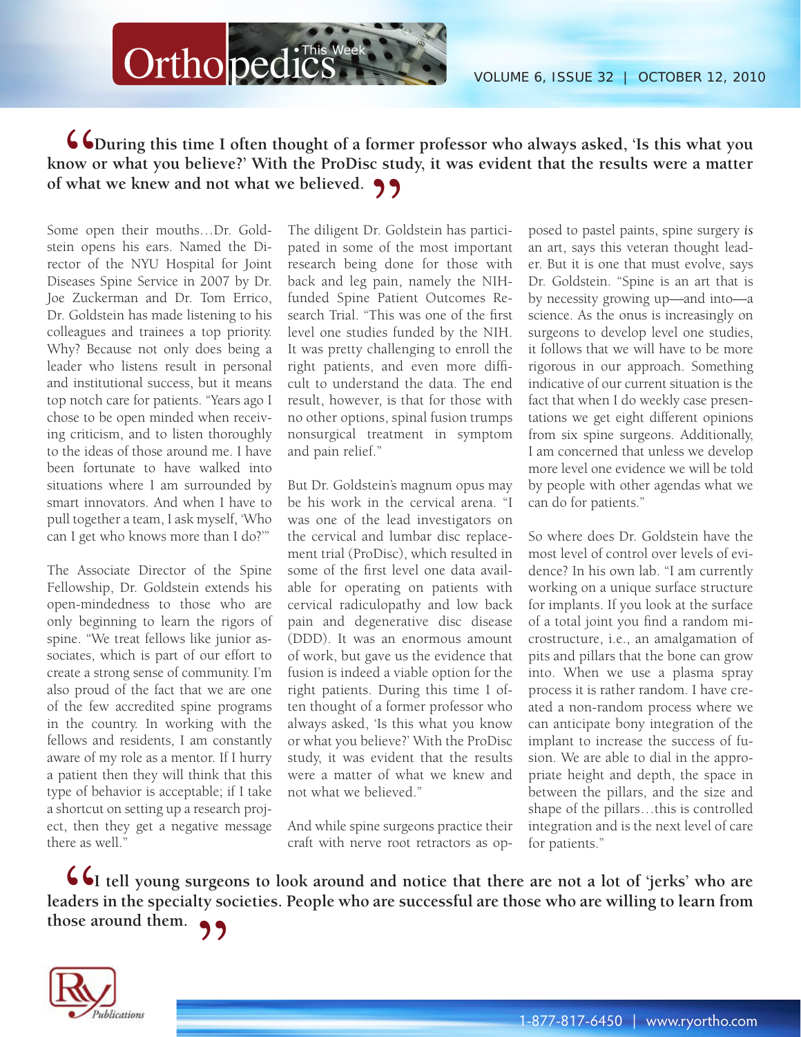> **"During this time I often thought of a former professor who always asked, 'Is this what you know or what you believe?' With the ProDisc study, it was evident that the results were a matter of what we knew and not what we believed."**

Some open their mouths…Dr. Goldstein opens his ears. Named the Director of the NYU Hospital for Joint Diseases Spine Service in 2007 by Dr. Joe Zuckerman and Dr. Tom Errico, Dr. Goldstein has made listening to his colleagues and trainees a top priority. Why? Because not only does being a leader who listens result in personal and institutional success, but it means top notch care for patients. "Years ago I chose to be open minded when receiving criticism, and to listen thoroughly to the ideas of those around me. I have been fortunate to have walked into situations where I am surrounded by smart innovators. And when I have to pull together a team, I ask myself, 'Who can I get who knows more than I do?'"

The Associate Director of the Spine Fellowship, Dr. Goldstein extends his open-mindedness to those who are only beginning to learn the rigors of spine. "We treat fellows like junior associates, which is part of our effort to create a strong sense of community. I'm also proud of the fact that we are one of the few accredited spine programs in the country. In working with the fellows and residents, I am constantly aware of my role as a mentor. If I hurry a patient then they will think that this type of behavior is acceptable; if I take a shortcut on setting up a research project, then they get a negative message there as well."

The diligent Dr. Goldstein has participated in some of the most important research being done for those with back and leg pain, namely the NIH-funded Spine Patient Outcomes Research Trial. "This was one of the first level one studies funded by the NIH. It was pretty challenging to enroll the right patients, and even more difficult to understand the data. The end result, however, is that for those with no other options, spinal fusion trumps nonsurgical treatment in symptom and pain relief."

But Dr. Goldstein's magnum opus may be his work in the cervical arena. "I was one of the lead investigators on the cervical and lumbar disc replacement trial (ProDisc), which resulted in some of the first level one data available for operating on patients with cervical radiculopathy and low back pain and degenerative disc disease (DDD). It was an enormous amount of work, but gave us the evidence that fusion is indeed a viable option for the right patients. During this time I often thought of a former professor who always asked, 'Is this what you know or what you believe?' With the ProDisc study, it was evident that the results were a matter of what we knew and not what we believed."

And while spine surgeons practice their craft with nerve root retractors as opposed to pastel paints, spine surgery *is* an art, says this veteran thought leader. But it is one that must evolve, says Dr. Goldstein. "Spine is an art that is by necessity growing up—and into—a science. As the onus is increasingly on surgeons to develop level one studies, it follows that we will have to be more rigorous in our approach. Something indicative of our current situation is the fact that when I do weekly case presentations we get eight different opinions from six spine surgeons. Additionally, I am concerned that unless we develop more level one evidence we will be told by people with other agendas what we can do for patients."

So where does Dr. Goldstein have the most level of control over levels of evidence? In his own lab. "I am currently working on a unique surface structure for implants. If you look at the surface of a total joint you find a random microstructure, i.e., an amalgamation of pits and pillars that the bone can grow into. When we use a plasma spray process it is rather random. I have created a non-random process where we can anticipate bony integration of the implant to increase the success of fusion. We are able to dial in the appropriate height and depth, the space in between the pillars, and the size and shape of the pillars…this is controlled integration and is the next level of care for patients."

> **"I tell young surgeons to look around and notice that there are not a lot of 'jerks' who are leaders in the specialty societies. People who are successful are those who are willing to learn from those around them."**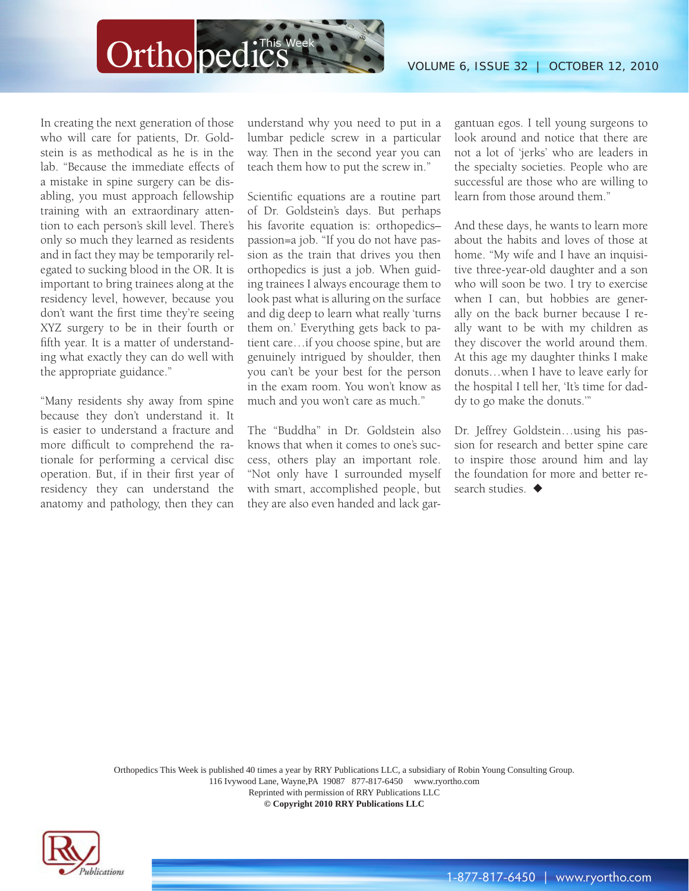In creating the next generation of those who will care for patients, Dr. Goldstein is as methodical as he is in the lab. "Because the immediate effects of a mistake in spine surgery can be disabling, you must approach fellowship training with an extraordinary attention to each person's skill level. There's only so much they learned as residents and in fact they may be temporarily relegated to sucking blood in the OR. It is important to bring trainees along at the residency level, however, because you don't want the first time they're seeing XYZ surgery to be in their fourth or fifth year. It is a matter of understanding what exactly they can do well with the appropriate guidance."

"Many residents shy away from spine because they don't understand it. It is easier to understand a fracture and more difficult to comprehend the rationale for performing a cervical disc operation. But, if in their first year of residency they can understand the anatomy and pathology, then they can understand why you need to put in a lumbar pedicle screw in a particular way. Then in the second year you can teach them how to put the screw in."

Scientific equations are a routine part of Dr. Goldstein's days. But perhaps his favorite equation is: orthopedics–passion=a job. "If you do not have passion as the train that drives you then orthopedics is just a job. When guiding trainees I always encourage them to look past what is alluring on the surface and dig deep to learn what really 'turns them on.' Everything gets back to patient care…if you choose spine, but are genuinely intrigued by shoulder, then you can't be your best for the person in the exam room. You won't know as much and you won't care as much."

The "Buddha" in Dr. Goldstein also knows that when it comes to one's success, others play an important role. "Not only have I surrounded myself with smart, accomplished people, but they are also even handed and lack gargantuan egos. I tell young surgeons to look around and notice that there are not a lot of 'jerks' who are leaders in the specialty societies. People who are successful are those who are willing to learn from those around them."

And these days, he wants to learn more about the habits and loves of those at home. "My wife and I have an inquisitive three-year-old daughter and a son who will soon be two. I try to exercise when I can, but hobbies are generally on the back burner because I really want to be with my children as they discover the world around them. At this age my daughter thinks I make donuts…when I have to leave early for the hospital I tell her, 'It's time for daddy to go make the donuts.'"

Dr. Jeffrey Goldstein…using his passion for research and better spine care to inspire those around him and lay the foundation for more and better research studies. ◆

Orthopedics This Week is published 40 times a year by RRY Publications LLC, a subsidiary of Robin Young Consulting Group.
116 Ivywood Lane, Wayne,PA 19087 877-817-6450 www.ryortho.com
Reprinted with permission of RRY Publications LLC
**© Copyright 2010 RRY Publications LLC**